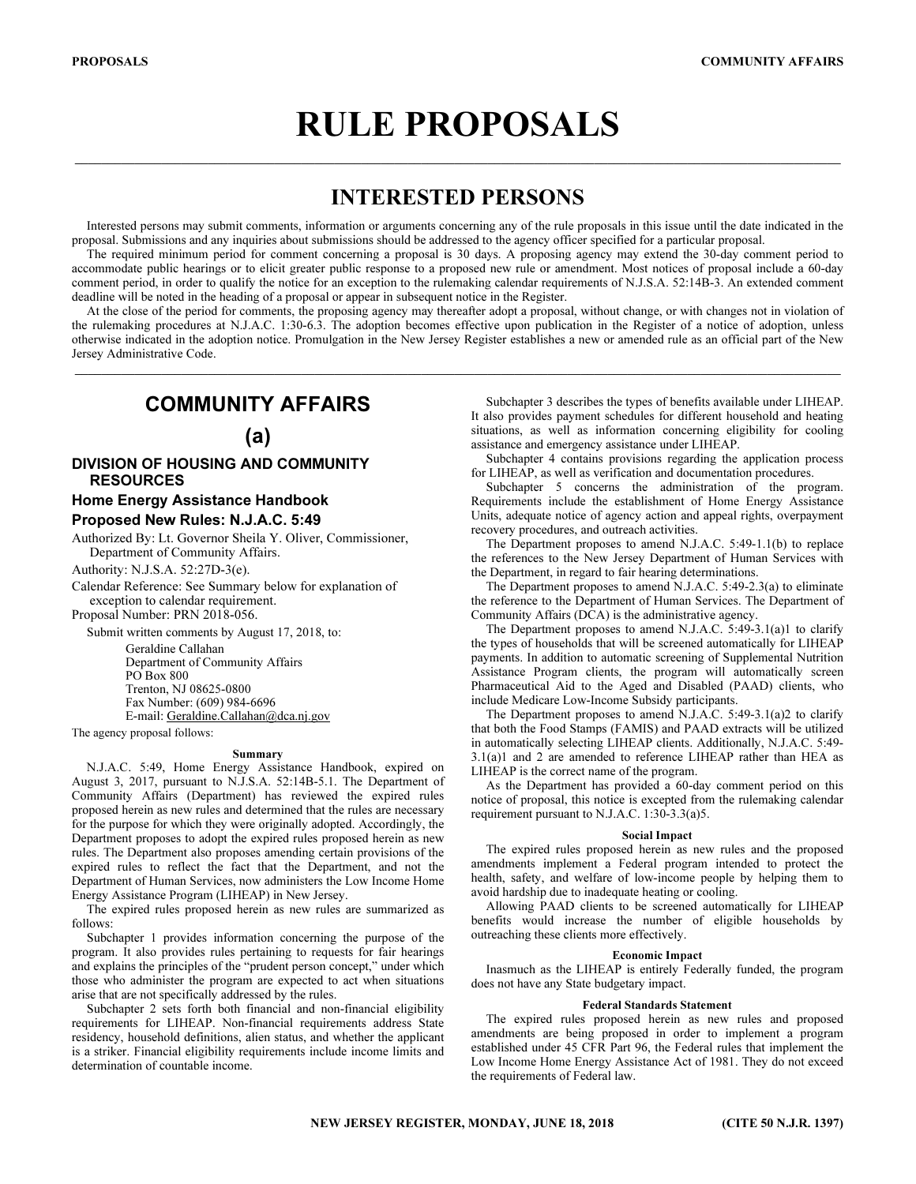# RULE PROPOSALS

## INTERESTED PERSONS

Interested persons may submit comments, information or arguments concerning any of the rule proposals in this issue until the date indicated in the proposal. Submissions and any inquiries about submissions should be addressed to the agency officer specified for a particular proposal.

The required minimum period for comment concerning a proposal is 30 days. A proposing agency may extend the 30-day comment period to accommodate public hearings or to elicit greater public response to a proposed new rule or amendment. Most notices of proposal include a 60-day comment period, in order to qualify the notice for an exception to the rulemaking calendar requirements of N.J.S.A. 52:14B-3. An extended comment deadline will be noted in the heading of a proposal or appear in subsequent notice in the Register.

At the close of the period for comments, the proposing agency may thereafter adopt a proposal, without change, or with changes not in violation of the rulemaking procedures at N.J.A.C. 1:30-6.3. The adoption becomes effective upon publication in the Register of a notice of adoption, unless otherwise indicated in the adoption notice. Promulgation in the New Jersey Register establishes a new or amended rule as an official part of the New Jersey Administrative Code.

## COMMUNITY AFFAIRS

### (a)

### DIVISION OF HOUSING AND COMMUNITY RESOURCES

### Home Energy Assistance Handbook

### Proposed New Rules: N.J.A.C. 5:49

Authorized By: Lt. Governor Sheila Y. Oliver, Commissioner, Department of Community Affairs.

Authority: N.J.S.A. 52:27D-3(e).

Calendar Reference: See Summary below for explanation of exception to calendar requirement.

Proposal Number: PRN 2018-056.

Submit written comments by August 17, 2018, to:

Geraldine Callahan
Department of Community Affairs
PO Box 800
Trenton, NJ 08625-0800
Fax Number: (609) 984-6696
E-mail: Geraldine.Callahan@dca.nj.gov

The agency proposal follows:

**Summary**

N.J.A.C. 5:49, Home Energy Assistance Handbook, expired on August 3, 2017, pursuant to N.J.S.A. 52:14B-5.1. The Department of Community Affairs (Department) has reviewed the expired rules proposed herein as new rules and determined that the rules are necessary for the purpose for which they were originally adopted. Accordingly, the Department proposes to adopt the expired rules proposed herein as new rules. The Department also proposes amending certain provisions of the expired rules to reflect the fact that the Department, and not the Department of Human Services, now administers the Low Income Home Energy Assistance Program (LIHEAP) in New Jersey.

The expired rules proposed herein as new rules are summarized as follows:

Subchapter 1 provides information concerning the purpose of the program. It also provides rules pertaining to requests for fair hearings and explains the principles of the "prudent person concept," under which those who administer the program are expected to act when situations arise that are not specifically addressed by the rules.

Subchapter 2 sets forth both financial and non-financial eligibility requirements for LIHEAP. Non-financial requirements address State residency, household definitions, alien status, and whether the applicant is a striker. Financial eligibility requirements include income limits and determination of countable income.

Subchapter 3 describes the types of benefits available under LIHEAP. It also provides payment schedules for different household and heating situations, as well as information concerning eligibility for cooling assistance and emergency assistance under LIHEAP.

Subchapter 4 contains provisions regarding the application process for LIHEAP, as well as verification and documentation procedures.

Subchapter 5 concerns the administration of the program. Requirements include the establishment of Home Energy Assistance Units, adequate notice of agency action and appeal rights, overpayment recovery procedures, and outreach activities.

The Department proposes to amend N.J.A.C. 5:49-1.1(b) to replace the references to the New Jersey Department of Human Services with the Department, in regard to fair hearing determinations.

The Department proposes to amend N.J.A.C. 5:49-2.3(a) to eliminate the reference to the Department of Human Services. The Department of Community Affairs (DCA) is the administrative agency.

The Department proposes to amend N.J.A.C. 5:49-3.1(a)1 to clarify the types of households that will be screened automatically for LIHEAP payments. In addition to automatic screening of Supplemental Nutrition Assistance Program clients, the program will automatically screen Pharmaceutical Aid to the Aged and Disabled (PAAD) clients, who include Medicare Low-Income Subsidy participants.

The Department proposes to amend N.J.A.C. 5:49-3.1(a)2 to clarify that both the Food Stamps (FAMIS) and PAAD extracts will be utilized in automatically selecting LIHEAP clients. Additionally, N.J.A.C. 5:49-3.1(a)1 and 2 are amended to reference LIHEAP rather than HEA as LIHEAP is the correct name of the program.

As the Department has provided a 60-day comment period on this notice of proposal, this notice is excepted from the rulemaking calendar requirement pursuant to N.J.A.C. 1:30-3.3(a)5.

**Social Impact**

The expired rules proposed herein as new rules and the proposed amendments implement a Federal program intended to protect the health, safety, and welfare of low-income people by helping them to avoid hardship due to inadequate heating or cooling.

Allowing PAAD clients to be screened automatically for LIHEAP benefits would increase the number of eligible households by outreaching these clients more effectively.

**Economic Impact**

Inasmuch as the LIHEAP is entirely Federally funded, the program does not have any State budgetary impact.

**Federal Standards Statement**

The expired rules proposed herein as new rules and proposed amendments are being proposed in order to implement a program established under 45 CFR Part 96, the Federal rules that implement the Low Income Home Energy Assistance Act of 1981. They do not exceed the requirements of Federal law.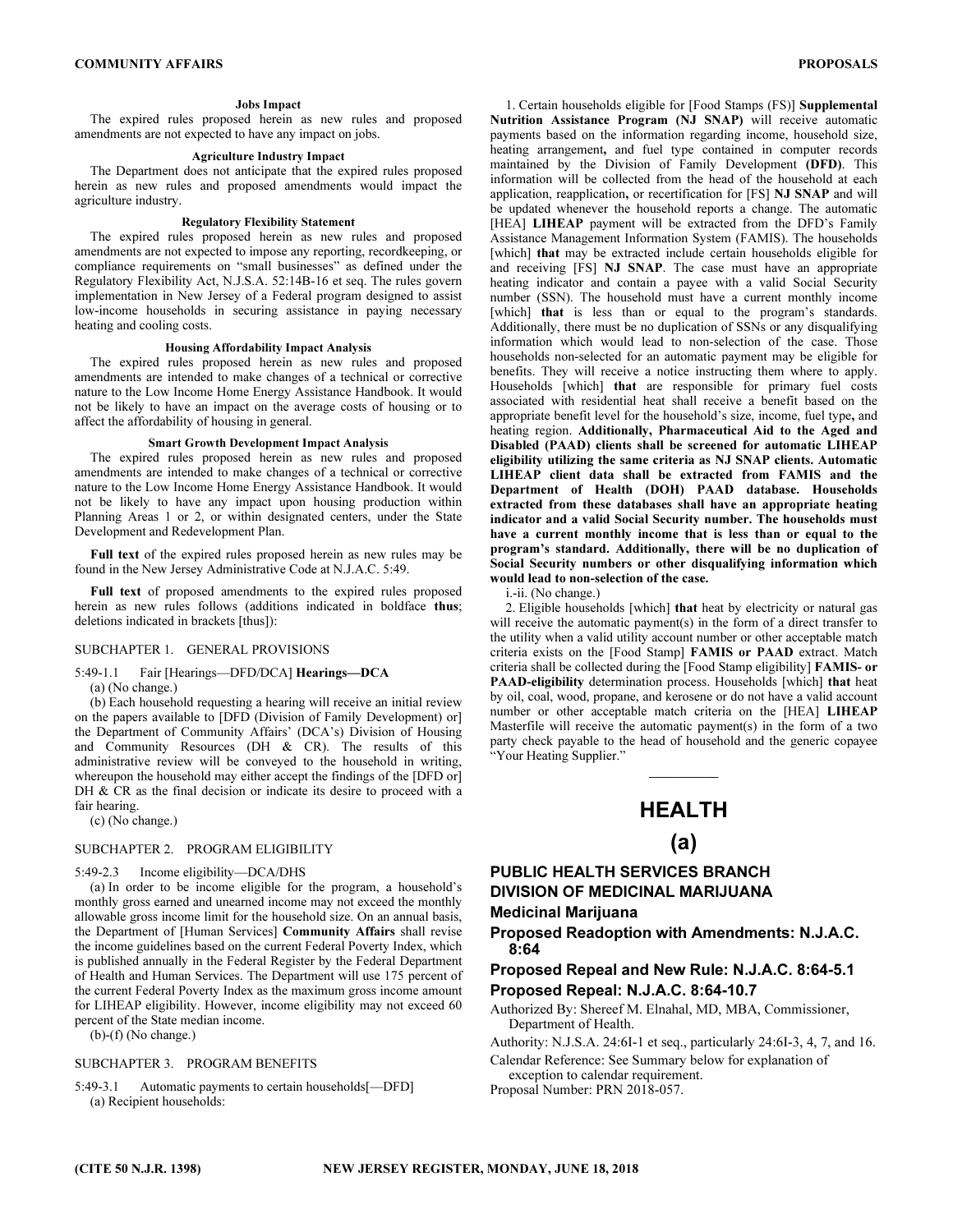#### Jobs Impact

The expired rules proposed herein as new rules and proposed amendments are not expected to have any impact on jobs.

#### Agriculture Industry Impact

The Department does not anticipate that the expired rules proposed herein as new rules and proposed amendments would impact the agriculture industry.

#### Regulatory Flexibility Statement

The expired rules proposed herein as new rules and proposed amendments are not expected to impose any reporting, recordkeeping, or compliance requirements on "small businesses" as defined under the Regulatory Flexibility Act, N.J.S.A. 52:14B-16 et seq. The rules govern implementation in New Jersey of a Federal program designed to assist low-income households in securing assistance in paying necessary heating and cooling costs.

#### Housing Affordability Impact Analysis

The expired rules proposed herein as new rules and proposed amendments are intended to make changes of a technical or corrective nature to the Low Income Home Energy Assistance Handbook. It would not be likely to have an impact on the average costs of housing or to affect the affordability of housing in general.

#### Smart Growth Development Impact Analysis

The expired rules proposed herein as new rules and proposed amendments are intended to make changes of a technical or corrective nature to the Low Income Home Energy Assistance Handbook. It would not be likely to have any impact upon housing production within Planning Areas 1 or 2, or within designated centers, under the State Development and Redevelopment Plan.

**Full text** of the expired rules proposed herein as new rules may be found in the New Jersey Administrative Code at N.J.A.C. 5:49.

**Full text** of proposed amendments to the expired rules proposed herein as new rules follows (additions indicated in boldface **thus**; deletions indicated in brackets [thus]):

SUBCHAPTER 1. GENERAL PROVISIONS

5:49-1.1 Fair [Hearings—DFD/DCA] **Hearings—DCA**

(a) (No change.)

(b) Each household requesting a hearing will receive an initial review on the papers available to [DFD (Division of Family Development) or] the Department of Community Affairs' (DCA's) Division of Housing and Community Resources (DH & CR). The results of this administrative review will be conveyed to the household in writing, whereupon the household may either accept the findings of the [DFD or] DH & CR as the final decision or indicate its desire to proceed with a fair hearing.

(c) (No change.)

SUBCHAPTER 2. PROGRAM ELIGIBILITY

5:49-2.3 Income eligibility—DCA/DHS

(a) In order to be income eligible for the program, a household's monthly gross earned and unearned income may not exceed the monthly allowable gross income limit for the household size. On an annual basis, the Department of [Human Services] **Community Affairs** shall revise the income guidelines based on the current Federal Poverty Index, which is published annually in the Federal Register by the Federal Department of Health and Human Services. The Department will use 175 percent of the current Federal Poverty Index as the maximum gross income amount for LIHEAP eligibility. However, income eligibility may not exceed 60 percent of the State median income.

(b)-(f) (No change.)

SUBCHAPTER 3. PROGRAM BENEFITS

5:49-3.1 Automatic payments to certain households[—DFD]

(a) Recipient households:

1. Certain households eligible for [Food Stamps (FS)] **Supplemental Nutrition Assistance Program (NJ SNAP)** will receive automatic payments based on the information regarding income, household size, heating arrangement**,** and fuel type contained in computer records maintained by the Division of Family Development **(DFD)**. This information will be collected from the head of the household at each application, reapplication**,** or recertification for [FS] **NJ SNAP** and will be updated whenever the household reports a change. The automatic [HEA] **LIHEAP** payment will be extracted from the DFD's Family Assistance Management Information System (FAMIS). The households [which] **that** may be extracted include certain households eligible for and receiving [FS] **NJ SNAP**. The case must have an appropriate heating indicator and contain a payee with a valid Security number (SSN). The household must have a current monthly income [which] **that** is less than or equal to the program's standards. Additionally, there must be no duplication of SSNs or any disqualifying information which would lead to non-selection of the case. Those households non-selected for an automatic payment may be eligible for benefits. They will receive a notice instructing them where to apply. Households [which] **that** are responsible for primary fuel costs associated with residential heat shall receive a benefit based on the appropriate benefit level for the household's size, income, fuel type**,** and heating region. **Additionally, Pharmaceutical Aid to the Aged and Disabled (PAAD) clients shall be screened for automatic LIHEAP eligibility utilizing the same criteria as NJ SNAP clients. Automatic LIHEAP client data shall be extracted from FAMIS and the Department of Health (DOH) PAAD database. Households extracted from these databases shall have an appropriate heating indicator and a valid Social Security number. The households must have a current monthly income that is less than or equal to the program's standard. Additionally, there will be no duplication of Social Security numbers or other disqualifying information which would lead to non-selection of the case.**

i.-ii. (No change.)

2. Eligible households [which] **that** heat by electricity or natural gas will receive the automatic payment(s) in the form of a direct transfer to the utility when a valid utility account number or other acceptable match criteria exists on the [Food Stamp] **FAMIS or PAAD** extract. Match criteria shall be collected during the [Food Stamp eligibility] **FAMIS- or PAAD-eligibility** determination process. Households [which] **that** heat by oil, coal, wood, propane, and kerosene or do not have a valid account number or other acceptable match criteria on the [HEA] **LIHEAP** Masterfile will receive the automatic payment(s) in the form of a two party check payable to the head of household and the generic copayee "Your Heating Supplier."

---

# HEALTH

## (a)

## PUBLIC HEALTH SERVICES BRANCH
## DIVISION OF MEDICINAL MARIJUANA

### Medicinal Marijuana

### Proposed Readoption with Amendments: N.J.A.C. 8:64

### Proposed Repeal and New Rule: N.J.A.C. 8:64-5.1

### Proposed Repeal: N.J.A.C. 8:64-10.7

Authorized By: Shereef M. Elnahal, MD, MBA, Commissioner, Department of Health.

Authority: N.J.S.A. 24:6I-1 et seq., particularly 24:6I-3, 4, 7, and 16.

Calendar Reference: See Summary below for explanation of exception to calendar requirement.

Proposal Number: PRN 2018-057.